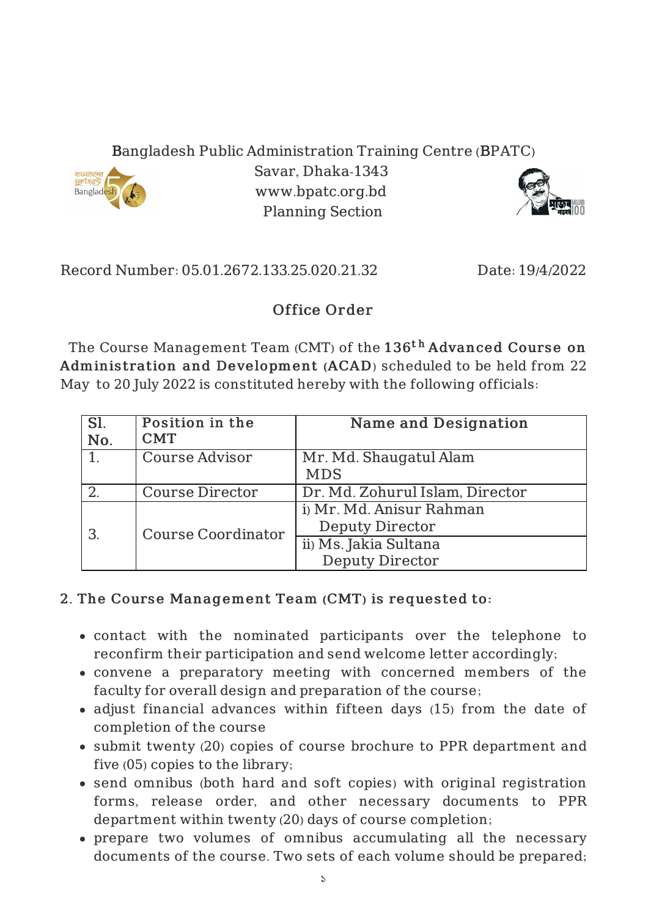Bangladesh Public Administration Training Centre (BPATC)
Savar, Dhaka-1343
www.bpatc.org.bd
Planning Section

Record Number: 05.01.2672.133.25.020.21.32 Date: 19/4/2022

# Office Order

The Course Management Team (CMT) of the **136th Advanced Course on Administration and Development (ACAD)** scheduled to be held from 22 May to 20 July 2022 is constituted hereby with the following officials:

| Sl. No. | Position in the CMT | Name and Designation |
|---|---|---|
| 1. | Course Advisor | Mr. Md. Shaugatul Alam<br>MDS |
| 2. | Course Director | Dr. Md. Zohurul Islam, Director |
| 3. | Course Coordinator | i) Mr. Md. Anisur Rahman<br>Deputy Director |
| | | ii) Ms. Jakia Sultana<br>Deputy Director |

**2. The Course Management Team (CMT) is requested to:**

- contact with the nominated participants over the telephone to reconfirm their participation and send welcome letter accordingly;
- convene a preparatory meeting with concerned members of the faculty for overall design and preparation of the course;
- adjust financial advances within fifteen days (15) from the date of completion of the course
- submit twenty (20) copies of course brochure to PPR department and five (05) copies to the library;
- send omnibus (both hard and soft copies) with original registration forms, release order, and other necessary documents to PPR department within twenty (20) days of course completion;
- prepare two volumes of omnibus accumulating all the necessary documents of the course. Two sets of each volume should be prepared;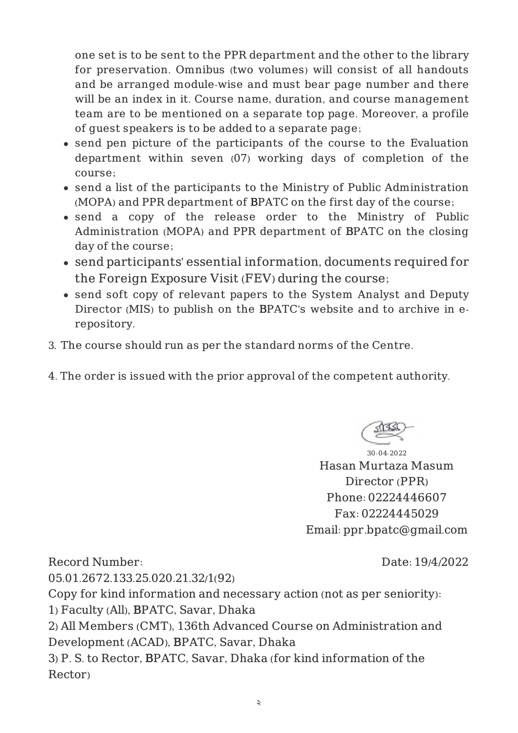one set is to be sent to the PPR department and the other to the library for preservation. Omnibus (two volumes) will consist of all handouts and be arranged module-wise and must bear page number and there will be an index in it. Course name, duration, and course management team are to be mentioned on a separate top page. Moreover, a profile of guest speakers is to be added to a separate page;

- send pen picture of the participants of the course to the Evaluation department within seven (07) working days of completion of the course;
- send a list of the participants to the Ministry of Public Administration (MOPA) and PPR department of BPATC on the first day of the course;
- send a copy of the release order to the Ministry of Public Administration (MOPA) and PPR department of BPATC on the closing day of the course;
- send participants' essential information, documents required for the Foreign Exposure Visit (FEV) during the course;
- send soft copy of relevant papers to the System Analyst and Deputy Director (MIS) to publish on the BPATC's website and to archive in e-repository.

3. The course should run as per the standard norms of the Centre.

4. The order is issued with the prior approval of the competent authority.

30-04-2022
Hasan Murtaza Masum
Director (PPR)
Phone: 02224446607
Fax: 02224445029
Email: ppr.bpatc@gmail.com

Record Number: 05.01.2672.133.25.020.21.32/1(92)    Date: 19/4/2022

Copy for kind information and necessary action (not as per seniority):

1) Faculty (All), BPATC, Savar, Dhaka
2) All Members (CMT), 136th Advanced Course on Administration and Development (ACAD), BPATC, Savar, Dhaka
3) P. S. to Rector, BPATC, Savar, Dhaka (for kind information of the Rector)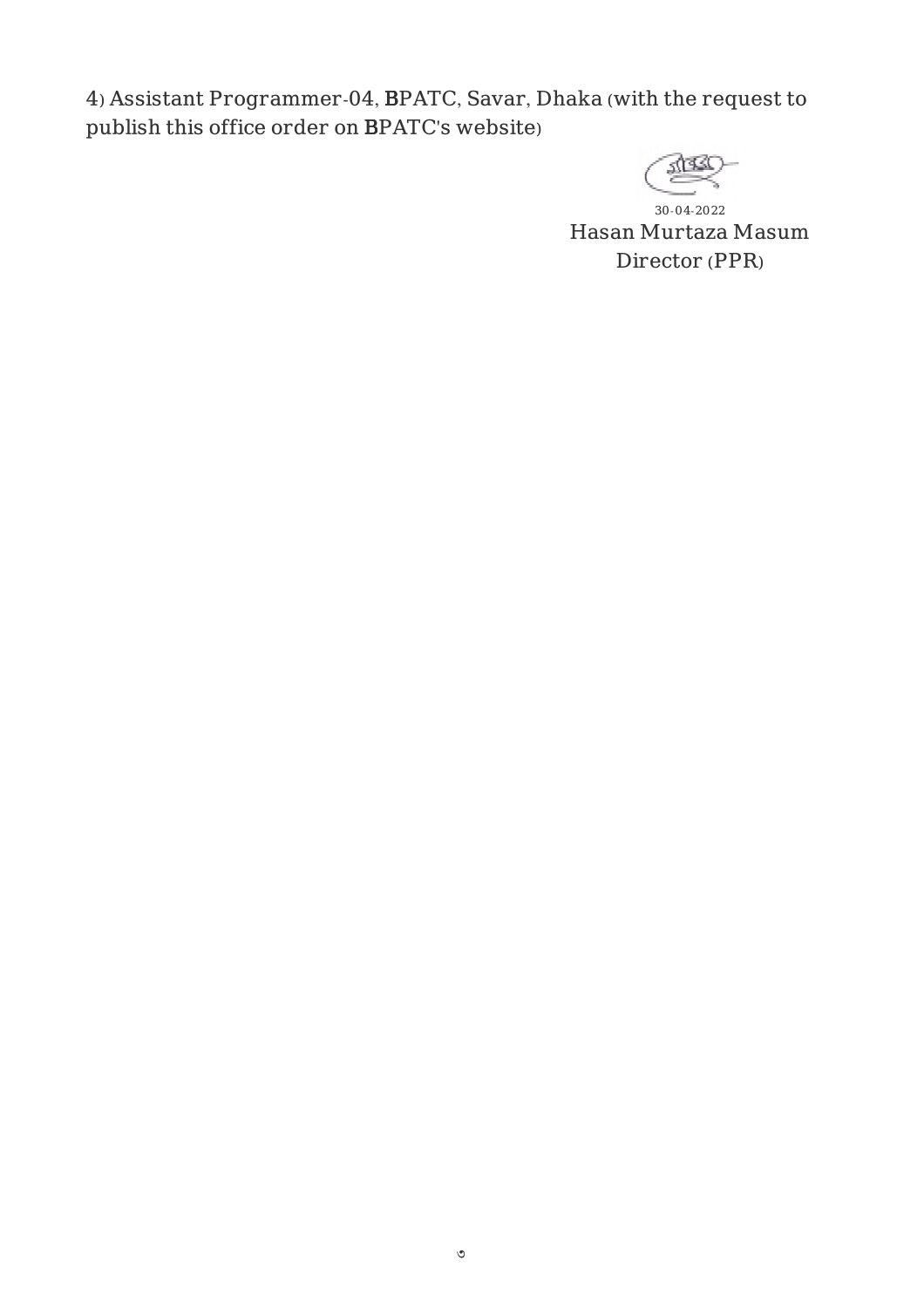4) Assistant Programmer-04, BPATC, Savar, Dhaka (with the request to publish this office order on BPATC's website)

30-04-2022
Hasan Murtaza Masum
Director (PPR)